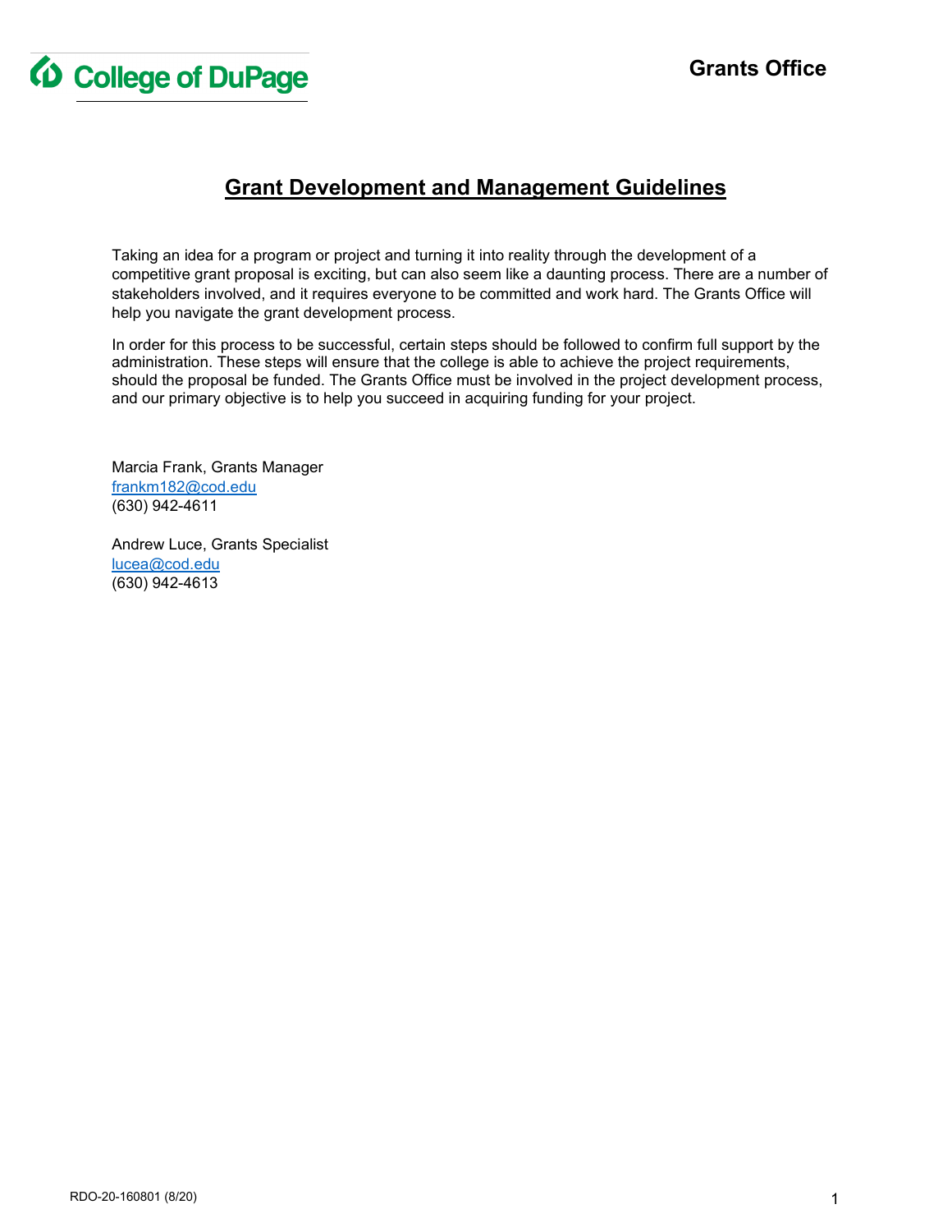College of DuPage

Grants Office

# Grant Development and Management Guidelines

Taking an idea for a program or project and turning it into reality through the development of a competitive grant proposal is exciting, but can also seem like a daunting process. There are a number of stakeholders involved, and it requires everyone to be committed and work hard. The Grants Office will help you navigate the grant development process.

In order for this process to be successful, certain steps should be followed to confirm full support by the administration. These steps will ensure that the college is able to achieve the project requirements, should the proposal be funded. The Grants Office must be involved in the project development process, and our primary objective is to help you succeed in acquiring funding for your project.

Marcia Frank, Grants Manager
frankm182@cod.edu
(630) 942-4611

Andrew Luce, Grants Specialist
lucea@cod.edu
(630) 942-4613

RDO-20-160801 (8/20)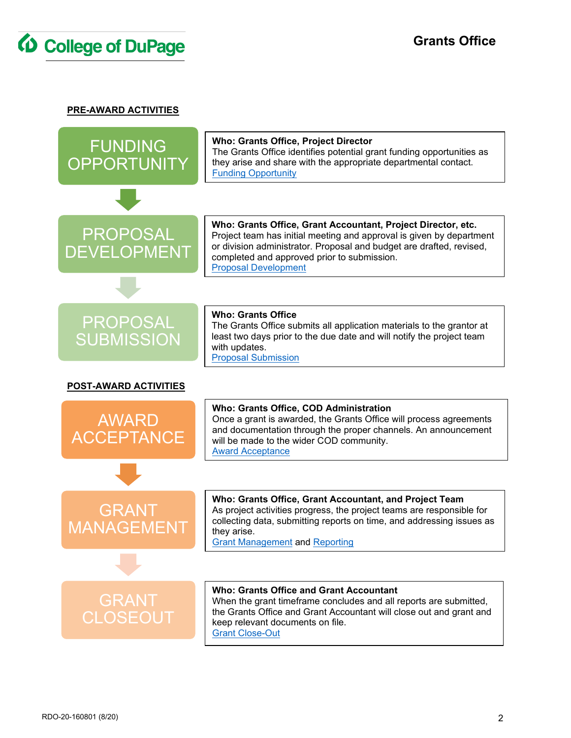**PRE-AWARD ACTIVITIES**

### FUNDING OPPORTUNITY

**Who: Grants Office, Project Director**
The Grants Office identifies potential grant funding opportunities as they arise and share with the appropriate departmental contact.
Funding Opportunity

### PROPOSAL DEVELOPMENT

**Who: Grants Office, Grant Accountant, Project Director, etc.**
Project team has initial meeting and approval is given by department or division administrator. Proposal and budget are drafted, revised, completed and approved prior to submission.
Proposal Development

### PROPOSAL SUBMISSION

**Who: Grants Office**
The Grants Office submits all application materials to the grantor at least two days prior to the due date and will notify the project team with updates.
Proposal Submission

**POST-AWARD ACTIVITIES**

### AWARD ACCEPTANCE

**Who: Grants Office, COD Administration**
Once a grant is awarded, the Grants Office will process agreements and documentation through the proper channels. An announcement will be made to the wider COD community.
Award Acceptance

### GRANT MANAGEMENT

**Who: Grants Office, Grant Accountant, and Project Team**
As project activities progress, the project teams are responsible for collecting data, submitting reports on time, and addressing issues as they arise.
Grant Management and Reporting

### GRANT CLOSEOUT

**Who: Grants Office and Grant Accountant**
When the grant timeframe concludes and all reports are submitted, the Grants Office and Grant Accountant will close out and grant and keep relevant documents on file.
Grant Close-Out

RDO-20-160801 (8/20)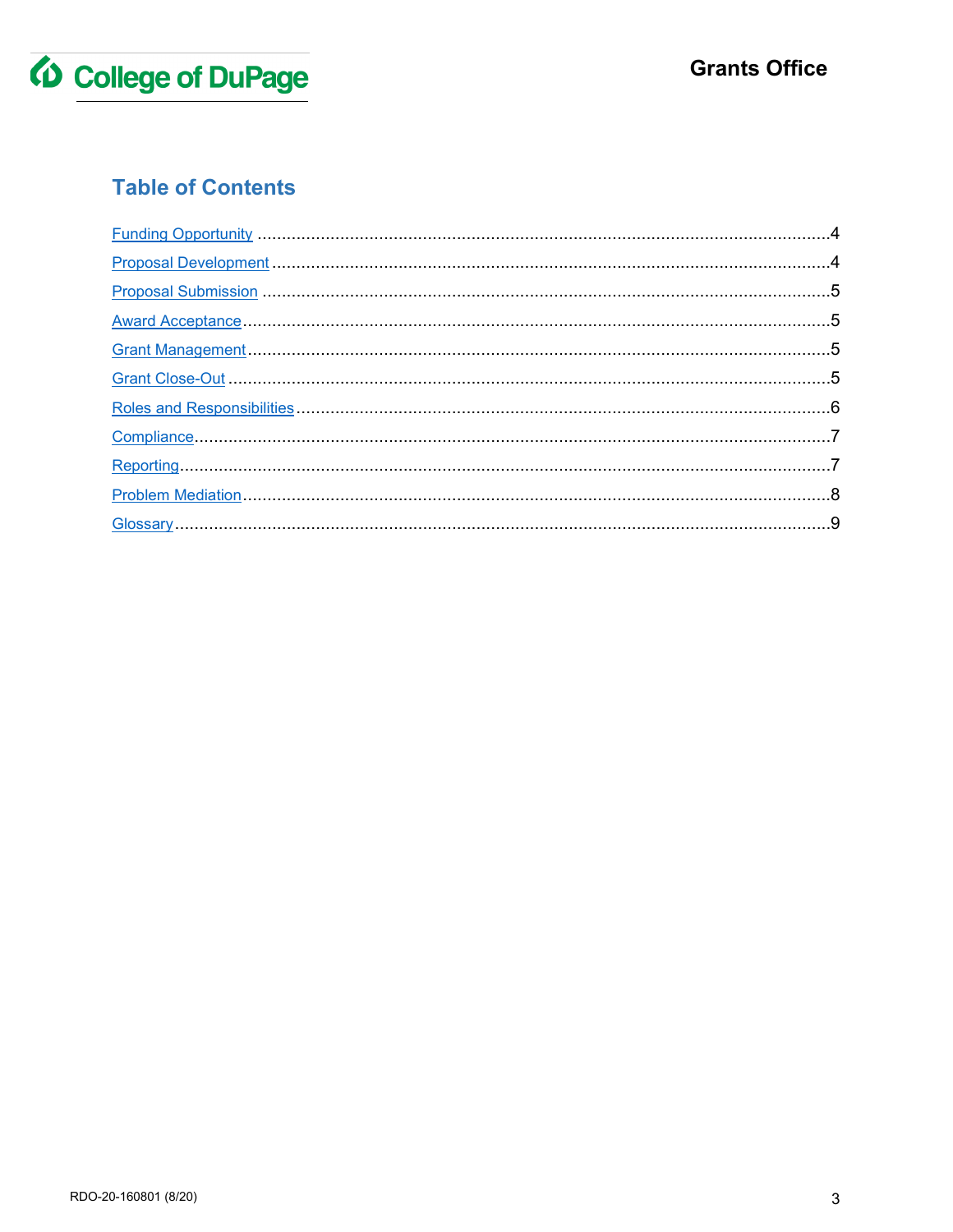## Table of Contents

Funding Opportunity .....4
Proposal Development .....4
Proposal Submission .....5
Award Acceptance .....5
Grant Management .....5
Grant Close-Out .....5
Roles and Responsibilities .....6
Compliance .....7
Reporting .....7
Problem Mediation .....8
Glossary .....9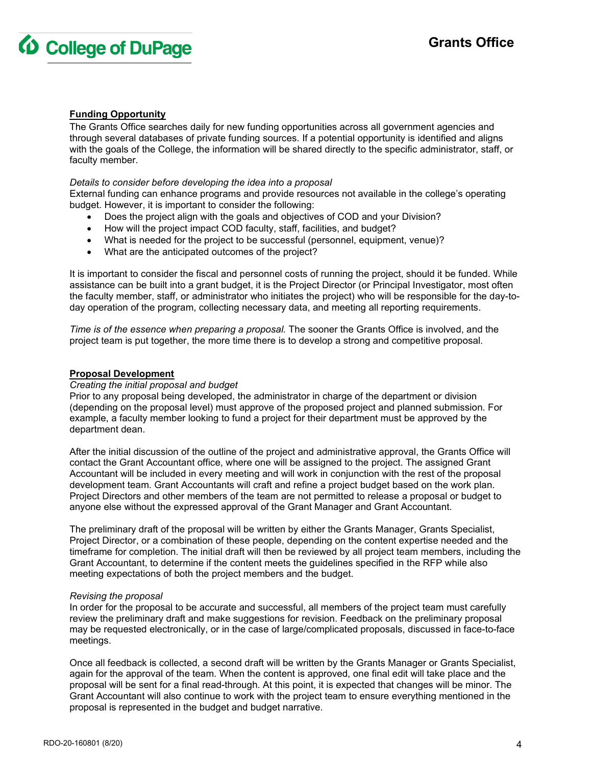## Funding Opportunity

The Grants Office searches daily for new funding opportunities across all government agencies and through several databases of private funding sources. If a potential opportunity is identified and aligns with the goals of the College, the information will be shared directly to the specific administrator, staff, or faculty member.

*Details to consider before developing the idea into a proposal*

External funding can enhance programs and provide resources not available in the college's operating budget. However, it is important to consider the following:

- Does the project align with the goals and objectives of COD and your Division?
- How will the project impact COD faculty, staff, facilities, and budget?
- What is needed for the project to be successful (personnel, equipment, venue)?
- What are the anticipated outcomes of the project?

It is important to consider the fiscal and personnel costs of running the project, should it be funded. While assistance can be built into a grant budget, it is the Project Director (or Principal Investigator, most often the faculty member, staff, or administrator who initiates the project) who will be responsible for the day-to-day operation of the program, collecting necessary data, and meeting all reporting requirements.

*Time is of the essence when preparing a proposal.* The sooner the Grants Office is involved, and the project team is put together, the more time there is to develop a strong and competitive proposal.

## Proposal Development

*Creating the initial proposal and budget*

Prior to any proposal being developed, the administrator in charge of the department or division (depending on the proposal level) must approve of the proposed project and planned submission. For example, a faculty member looking to fund a project for their department must be approved by the department dean.

After the initial discussion of the outline of the project and administrative approval, the Grants Office will contact the Grant Accountant office, where one will be assigned to the project. The assigned Grant Accountant will be included in every meeting and will work in conjunction with the rest of the proposal development team. Grant Accountants will craft and refine a project budget based on the work plan. Project Directors and other members of the team are not permitted to release a proposal or budget to anyone else without the expressed approval of the Grant Manager and Grant Accountant.

The preliminary draft of the proposal will be written by either the Grants Manager, Grants Specialist, Project Director, or a combination of these people, depending on the content expertise needed and the timeframe for completion. The initial draft will then be reviewed by all project team members, including the Grant Accountant, to determine if the content meets the guidelines specified in the RFP while also meeting expectations of both the project members and the budget.

*Revising the proposal*

In order for the proposal to be accurate and successful, all members of the project team must carefully review the preliminary draft and make suggestions for revision. Feedback on the preliminary proposal may be requested electronically, or in the case of large/complicated proposals, discussed in face-to-face meetings.

Once all feedback is collected, a second draft will be written by the Grants Manager or Grants Specialist, again for the approval of the team. When the content is approved, one final edit will take place and the proposal will be sent for a final read-through. At this point, it is expected that changes will be minor. The Grant Accountant will also continue to work with the project team to ensure everything mentioned in the proposal is represented in the budget and budget narrative.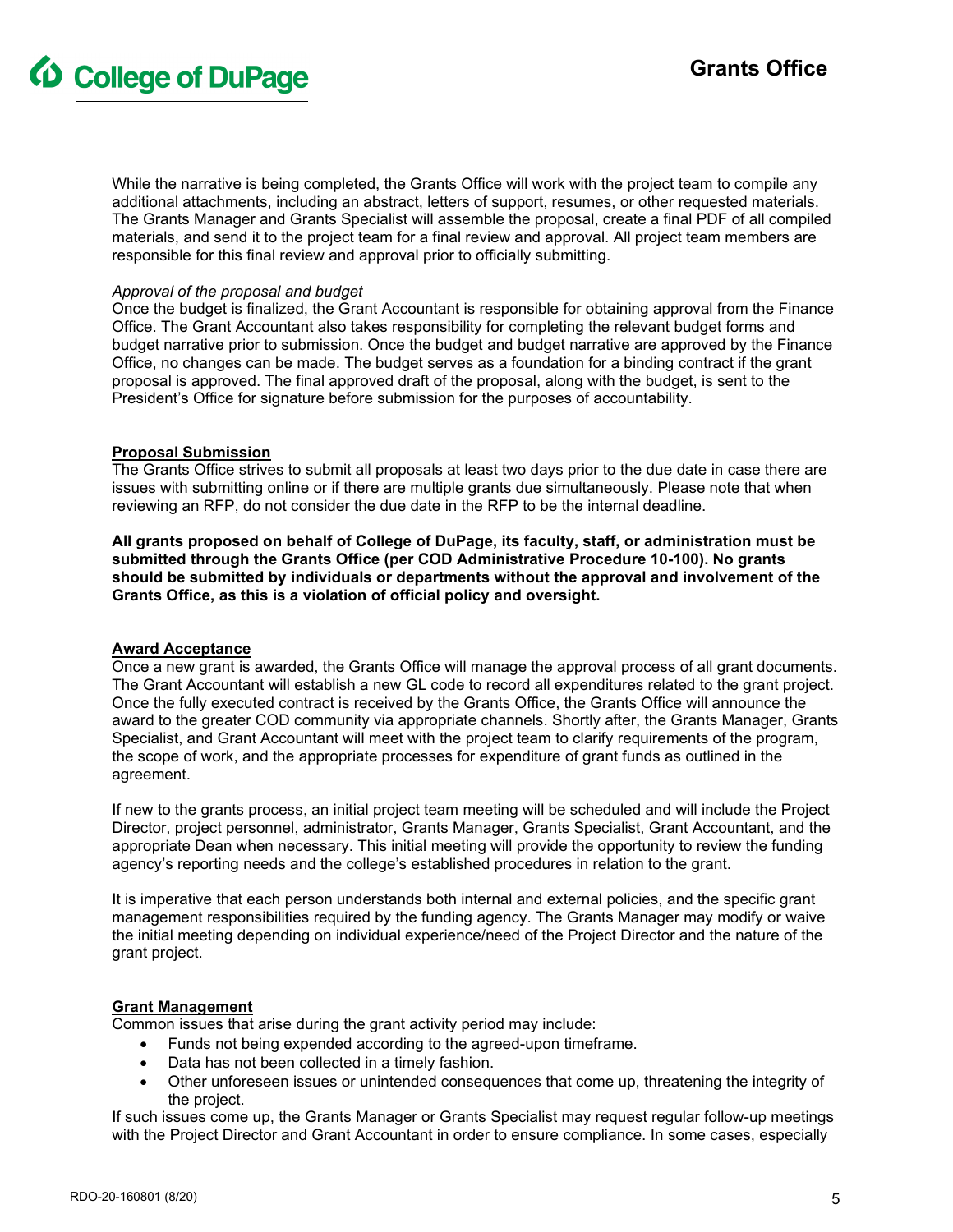While the narrative is being completed, the Grants Office will work with the project team to compile any additional attachments, including an abstract, letters of support, resumes, or other requested materials. The Grants Manager and Grants Specialist will assemble the proposal, create a final PDF of all compiled materials, and send it to the project team for a final review and approval. All project team members are responsible for this final review and approval prior to officially submitting.

*Approval of the proposal and budget*
Once the budget is finalized, the Grant Accountant is responsible for obtaining approval from the Finance Office. The Grant Accountant also takes responsibility for completing the relevant budget forms and budget narrative prior to submission. Once the budget and budget narrative are approved by the Finance Office, no changes can be made. The budget serves as a foundation for a binding contract if the grant proposal is approved. The final approved draft of the proposal, along with the budget, is sent to the President's Office for signature before submission for the purposes of accountability.

## Proposal Submission

The Grants Office strives to submit all proposals at least two days prior to the due date in case there are issues with submitting online or if there are multiple grants due simultaneously. Please note that when reviewing an RFP, do not consider the due date in the RFP to be the internal deadline.

**All grants proposed on behalf of College of DuPage, its faculty, staff, or administration must be submitted through the Grants Office (per COD Administrative Procedure 10-100). No grants should be submitted by individuals or departments without the approval and involvement of the Grants Office, as this is a violation of official policy and oversight.**

## Award Acceptance

Once a new grant is awarded, the Grants Office will manage the approval process of all grant documents. The Grant Accountant will establish a new GL code to record all expenditures related to the grant project. Once the fully executed contract is received by the Grants Office, the Grants Office will announce the award to the greater COD community via appropriate channels. Shortly after, the Grants Manager, Grants Specialist, and Grant Accountant will meet with the project team to clarify requirements of the program, the scope of work, and the appropriate processes for expenditure of grant funds as outlined in the agreement.

If new to the grants process, an initial project team meeting will be scheduled and will include the Project Director, project personnel, administrator, Grants Manager, Grants Specialist, Grant Accountant, and the appropriate Dean when necessary. This initial meeting will provide the opportunity to review the funding agency's reporting needs and the college's established procedures in relation to the grant.

It is imperative that each person understands both internal and external policies, and the specific grant management responsibilities required by the funding agency. The Grants Manager may modify or waive the initial meeting depending on individual experience/need of the Project Director and the nature of the grant project.

## Grant Management

Common issues that arise during the grant activity period may include:

- Funds not being expended according to the agreed-upon timeframe.
- Data has not been collected in a timely fashion.
- Other unforeseen issues or unintended consequences that come up, threatening the integrity of the project.

If such issues come up, the Grants Manager or Grants Specialist may request regular follow-up meetings with the Project Director and Grant Accountant in order to ensure compliance. In some cases, especially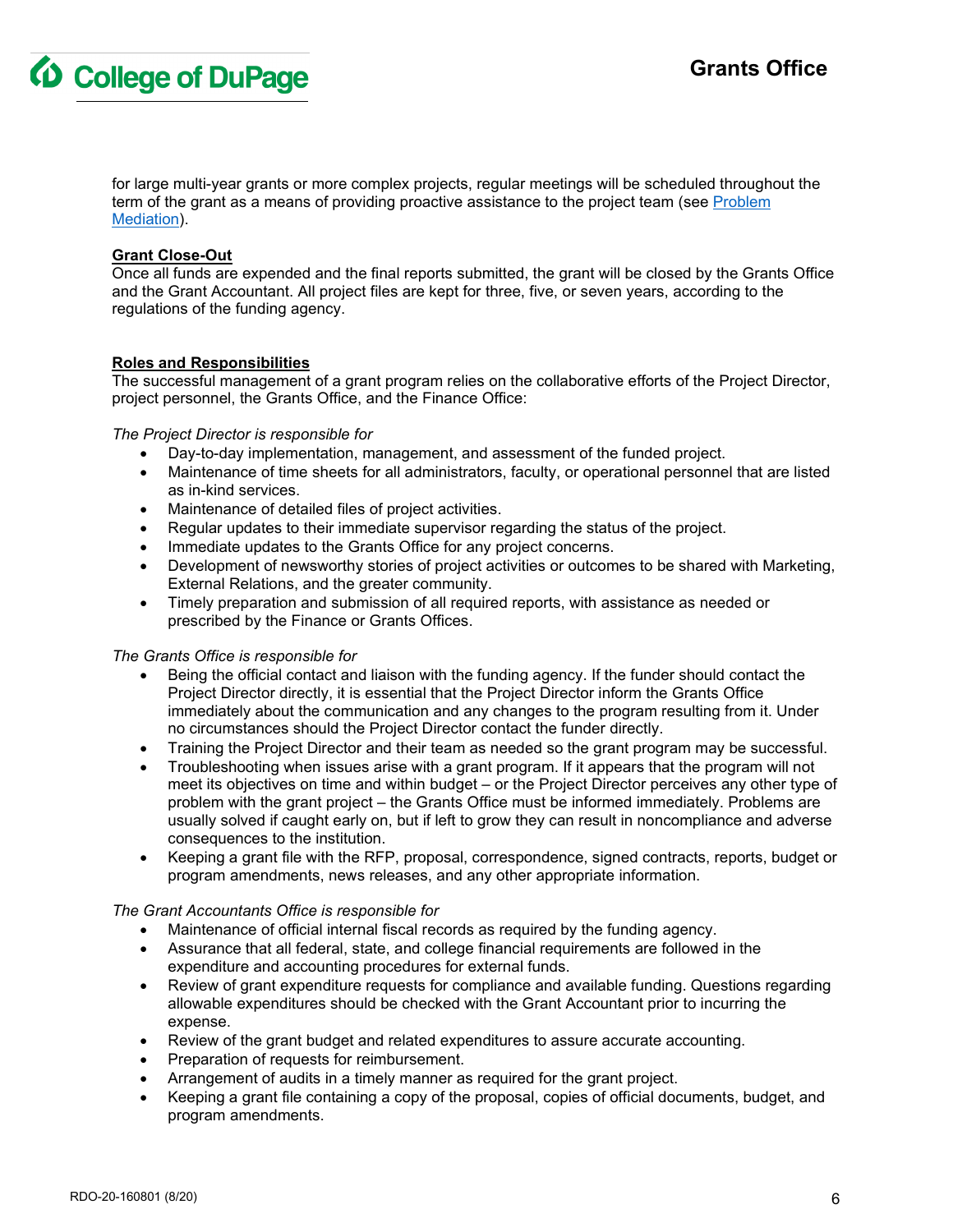for large multi-year grants or more complex projects, regular meetings will be scheduled throughout the term of the grant as a means of providing proactive assistance to the project team (see [Problem Mediation](#)).

**Grant Close-Out**

Once all funds are expended and the final reports submitted, the grant will be closed by the Grants Office and the Grant Accountant. All project files are kept for three, five, or seven years, according to the regulations of the funding agency.

**Roles and Responsibilities**

The successful management of a grant program relies on the collaborative efforts of the Project Director, project personnel, the Grants Office, and the Finance Office:

*The Project Director is responsible for*

- Day-to-day implementation, management, and assessment of the funded project.
- Maintenance of time sheets for all administrators, faculty, or operational personnel that are listed as in-kind services.
- Maintenance of detailed files of project activities.
- Regular updates to their immediate supervisor regarding the status of the project.
- Immediate updates to the Grants Office for any project concerns.
- Development of newsworthy stories of project activities or outcomes to be shared with Marketing, External Relations, and the greater community.
- Timely preparation and submission of all required reports, with assistance as needed or prescribed by the Finance or Grants Offices.

*The Grants Office is responsible for*

- Being the official contact and liaison with the funding agency. If the funder should contact the Project Director directly, it is essential that the Project Director inform the Grants Office immediately about the communication and any changes to the program resulting from it. Under no circumstances should the Project Director contact the funder directly.
- Training the Project Director and their team as needed so the grant program may be successful.
- Troubleshooting when issues arise with a grant program. If it appears that the program will not meet its objectives on time and within budget – or the Project Director perceives any other type of problem with the grant project – the Grants Office must be informed immediately. Problems are usually solved if caught early on, but if left to grow they can result in noncompliance and adverse consequences to the institution.
- Keeping a grant file with the RFP, proposal, correspondence, signed contracts, reports, budget or program amendments, news releases, and any other appropriate information.

*The Grant Accountants Office is responsible for*

- Maintenance of official internal fiscal records as required by the funding agency.
- Assurance that all federal, state, and college financial requirements are followed in the expenditure and accounting procedures for external funds.
- Review of grant expenditure requests for compliance and available funding. Questions regarding allowable expenditures should be checked with the Grant Accountant prior to incurring the expense.
- Review of the grant budget and related expenditures to assure accurate accounting.
- Preparation of requests for reimbursement.
- Arrangement of audits in a timely manner as required for the grant project.
- Keeping a grant file containing a copy of the proposal, copies of official documents, budget, and program amendments.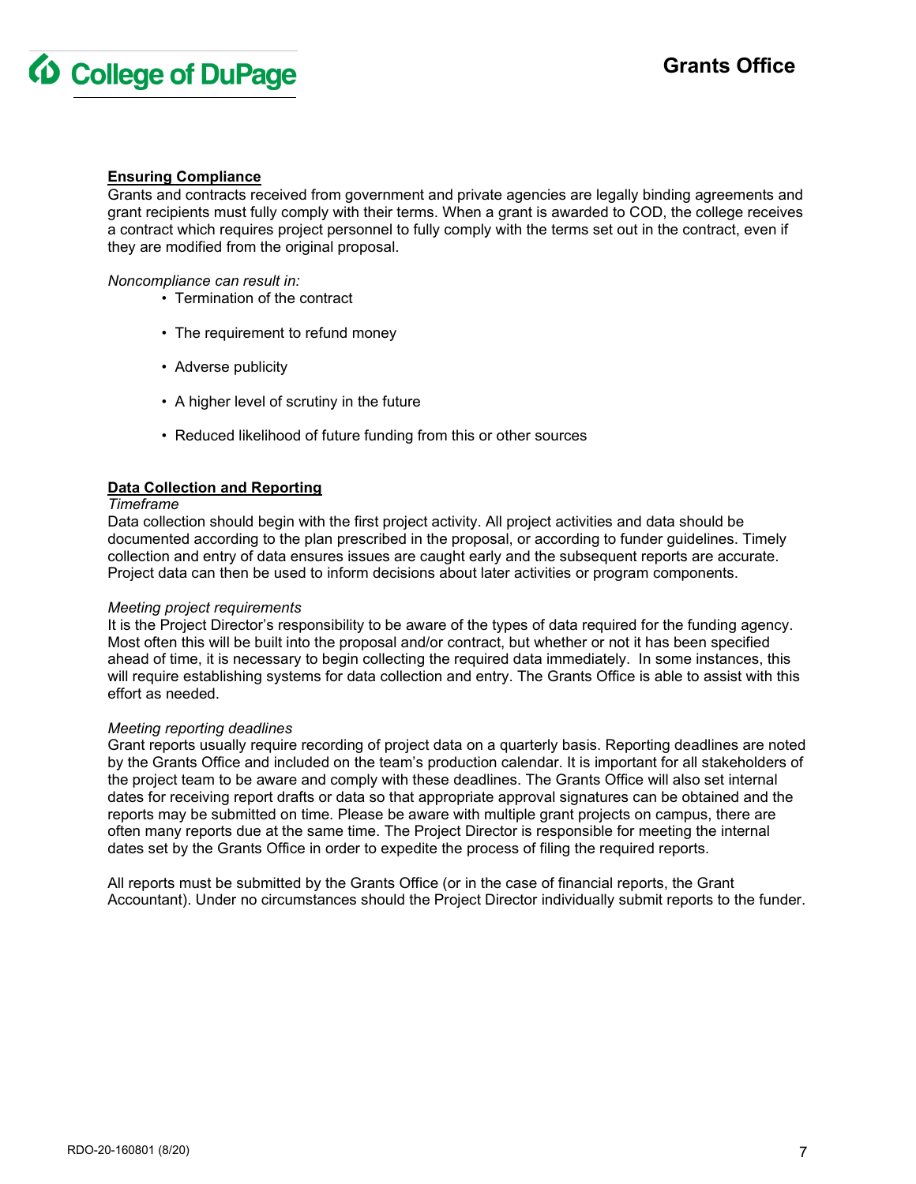## Ensuring Compliance

Grants and contracts received from government and private agencies are legally binding agreements and grant recipients must fully comply with their terms. When a grant is awarded to COD, the college receives a contract which requires project personnel to fully comply with the terms set out in the contract, even if they are modified from the original proposal.

*Noncompliance can result in:*

- Termination of the contract
- The requirement to refund money
- Adverse publicity
- A higher level of scrutiny in the future
- Reduced likelihood of future funding from this or other sources

## Data Collection and Reporting

*Timeframe*

Data collection should begin with the first project activity. All project activities and data should be documented according to the plan prescribed in the proposal, or according to funder guidelines. Timely collection and entry of data ensures issues are caught early and the subsequent reports are accurate. Project data can then be used to inform decisions about later activities or program components.

*Meeting project requirements*

It is the Project Director's responsibility to be aware of the types of data required for the funding agency. Most often this will be built into the proposal and/or contract, but whether or not it has been specified ahead of time, it is necessary to begin collecting the required data immediately. In some instances, this will require establishing systems for data collection and entry. The Grants Office is able to assist with this effort as needed.

*Meeting reporting deadlines*

Grant reports usually require recording of project data on a quarterly basis. Reporting deadlines are noted by the Grants Office and included on the team's production calendar. It is important for all stakeholders of the project team to be aware and comply with these deadlines. The Grants Office will also set internal dates for receiving report drafts or data so that appropriate approval signatures can be obtained and the reports may be submitted on time. Please be aware with multiple grant projects on campus, there are often many reports due at the same time. The Project Director is responsible for meeting the internal dates set by the Grants Office in order to expedite the process of filing the required reports.

All reports must be submitted by the Grants Office (or in the case of financial reports, the Grant Accountant). Under no circumstances should the Project Director individually submit reports to the funder.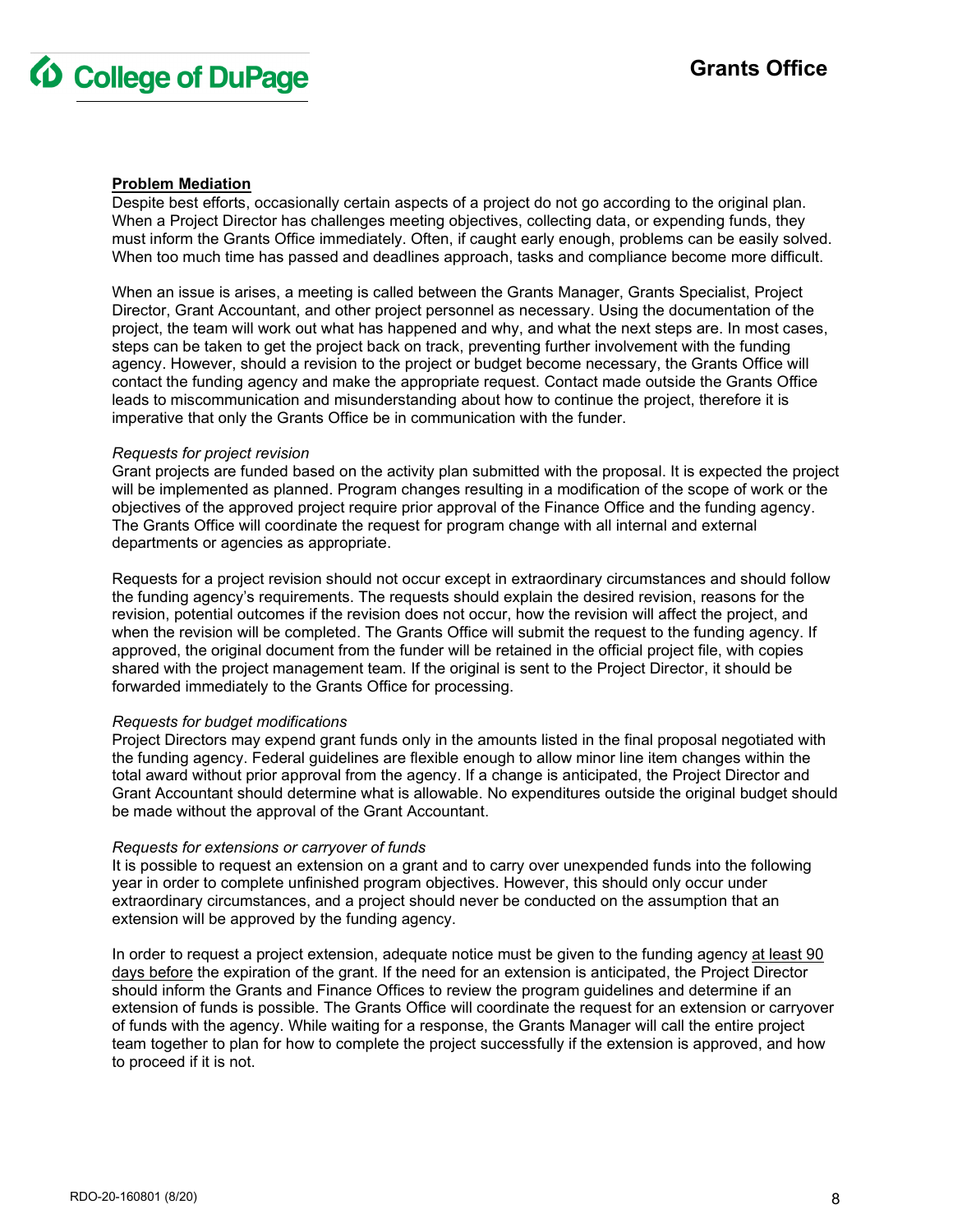**Problem Mediation**

Despite best efforts, occasionally certain aspects of a project do not go according to the original plan. When a Project Director has challenges meeting objectives, collecting data, or expending funds, they must inform the Grants Office immediately. Often, if caught early enough, problems can be easily solved. When too much time has passed and deadlines approach, tasks and compliance become more difficult.

When an issue is arises, a meeting is called between the Grants Manager, Grants Specialist, Project Director, Grant Accountant, and other project personnel as necessary. Using the documentation of the project, the team will work out what has happened and why, and what the next steps are. In most cases, steps can be taken to get the project back on track, preventing further involvement with the funding agency. However, should a revision to the project or budget become necessary, the Grants Office will contact the funding agency and make the appropriate request. Contact made outside the Grants Office leads to miscommunication and misunderstanding about how to continue the project, therefore it is imperative that only the Grants Office be in communication with the funder.

*Requests for project revision*

Grant projects are funded based on the activity plan submitted with the proposal. It is expected the project will be implemented as planned. Program changes resulting in a modification of the scope of work or the objectives of the approved project require prior approval of the Finance Office and the funding agency. The Grants Office will coordinate the request for program change with all internal and external departments or agencies as appropriate.

Requests for a project revision should not occur except in extraordinary circumstances and should follow the funding agency's requirements. The requests should explain the desired revision, reasons for the revision, potential outcomes if the revision does not occur, how the revision will affect the project, and when the revision will be completed. The Grants Office will submit the request to the funding agency. If approved, the original document from the funder will be retained in the official project file, with copies shared with the project management team. If the original is sent to the Project Director, it should be forwarded immediately to the Grants Office for processing.

*Requests for budget modifications*

Project Directors may expend grant funds only in the amounts listed in the final proposal negotiated with the funding agency. Federal guidelines are flexible enough to allow minor line item changes within the total award without prior approval from the agency. If a change is anticipated, the Project Director and Grant Accountant should determine what is allowable. No expenditures outside the original budget should be made without the approval of the Grant Accountant.

*Requests for extensions or carryover of funds*

It is possible to request an extension on a grant and to carry over unexpended funds into the following year in order to complete unfinished program objectives. However, this should only occur under extraordinary circumstances, and a project should never be conducted on the assumption that an extension will be approved by the funding agency.

In order to request a project extension, adequate notice must be given to the funding agency at least 90 days before the expiration of the grant. If the need for an extension is anticipated, the Project Director should inform the Grants and Finance Offices to review the program guidelines and determine if an extension of funds is possible. The Grants Office will coordinate the request for an extension or carryover of funds with the agency. While waiting for a response, the Grants Manager will call the entire project team together to plan for how to complete the project successfully if the extension is approved, and how to proceed if it is not.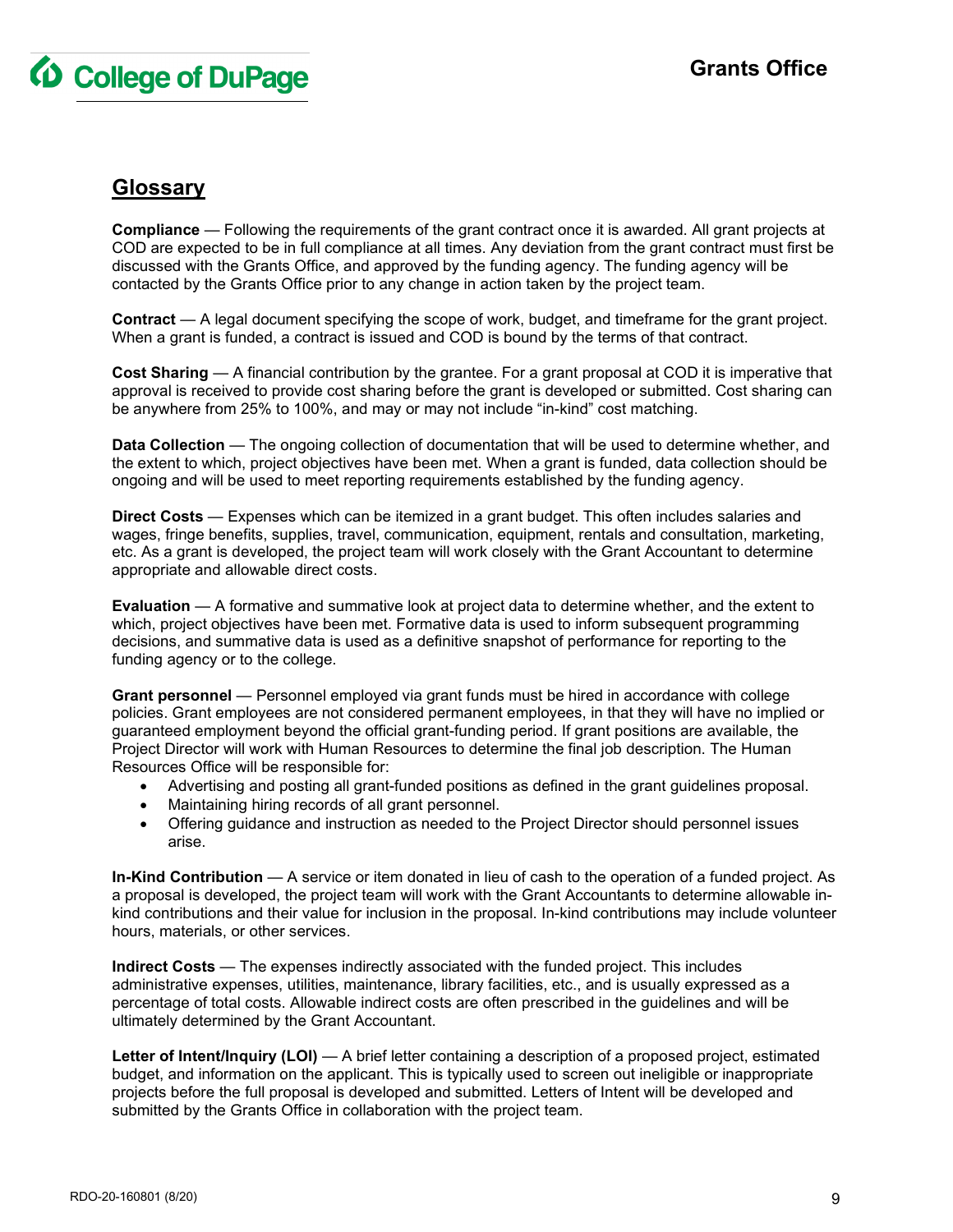## Glossary

**Compliance** — Following the requirements of the grant contract once it is awarded. All grant projects at COD are expected to be in full compliance at all times. Any deviation from the grant contract must first be discussed with the Grants Office, and approved by the funding agency. The funding agency will be contacted by the Grants Office prior to any change in action taken by the project team.

**Contract** — A legal document specifying the scope of work, budget, and timeframe for the grant project. When a grant is funded, a contract is issued and COD is bound by the terms of that contract.

**Cost Sharing** — A financial contribution by the grantee. For a grant proposal at COD it is imperative that approval is received to provide cost sharing before the grant is developed or submitted. Cost sharing can be anywhere from 25% to 100%, and may or may not include "in-kind" cost matching.

**Data Collection** — The ongoing collection of documentation that will be used to determine whether, and the extent to which, project objectives have been met. When a grant is funded, data collection should be ongoing and will be used to meet reporting requirements established by the funding agency.

**Direct Costs** — Expenses which can be itemized in a grant budget. This often includes salaries and wages, fringe benefits, supplies, travel, communication, equipment, rentals and consultation, marketing, etc. As a grant is developed, the project team will work closely with the Grant Accountant to determine appropriate and allowable direct costs.

**Evaluation** — A formative and summative look at project data to determine whether, and the extent to which, project objectives have been met. Formative data is used to inform subsequent programming decisions, and summative data is used as a definitive snapshot of performance for reporting to the funding agency or to the college.

**Grant personnel** — Personnel employed via grant funds must be hired in accordance with college policies. Grant employees are not considered permanent employees, in that they will have no implied or guaranteed employment beyond the official grant-funding period. If grant positions are available, the Project Director will work with Human Resources to determine the final job description. The Human Resources Office will be responsible for:

- Advertising and posting all grant-funded positions as defined in the grant guidelines proposal.
- Maintaining hiring records of all grant personnel.
- Offering guidance and instruction as needed to the Project Director should personnel issues arise.

**In-Kind Contribution** — A service or item donated in lieu of cash to the operation of a funded project. As a proposal is developed, the project team will work with the Grant Accountants to determine allowable in-kind contributions and their value for inclusion in the proposal. In-kind contributions may include volunteer hours, materials, or other services.

**Indirect Costs** — The expenses indirectly associated with the funded project. This includes administrative expenses, utilities, maintenance, library facilities, etc., and is usually expressed as a percentage of total costs. Allowable indirect costs are often prescribed in the guidelines and will be ultimately determined by the Grant Accountant.

**Letter of Intent/Inquiry (LOI)** — A brief letter containing a description of a proposed project, estimated budget, and information on the applicant. This is typically used to screen out ineligible or inappropriate projects before the full proposal is developed and submitted. Letters of Intent will be developed and submitted by the Grants Office in collaboration with the project team.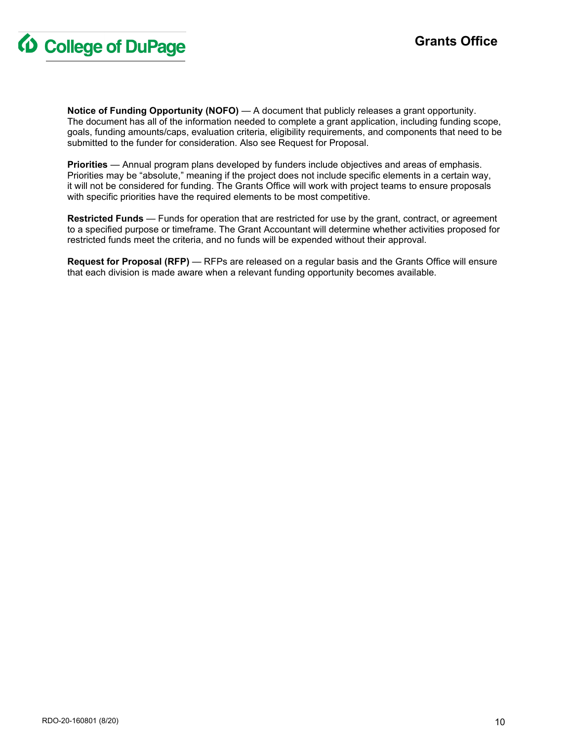**Notice of Funding Opportunity (NOFO)** — A document that publicly releases a grant opportunity. The document has all of the information needed to complete a grant application, including funding scope, goals, funding amounts/caps, evaluation criteria, eligibility requirements, and components that need to be submitted to the funder for consideration. Also see Request for Proposal.

**Priorities** — Annual program plans developed by funders include objectives and areas of emphasis. Priorities may be "absolute," meaning if the project does not include specific elements in a certain way, it will not be considered for funding. The Grants Office will work with project teams to ensure proposals with specific priorities have the required elements to be most competitive.

**Restricted Funds** — Funds for operation that are restricted for use by the grant, contract, or agreement to a specified purpose or timeframe. The Grant Accountant will determine whether activities proposed for restricted funds meet the criteria, and no funds will be expended without their approval.

**Request for Proposal (RFP)** — RFPs are released on a regular basis and the Grants Office will ensure that each division is made aware when a relevant funding opportunity becomes available.